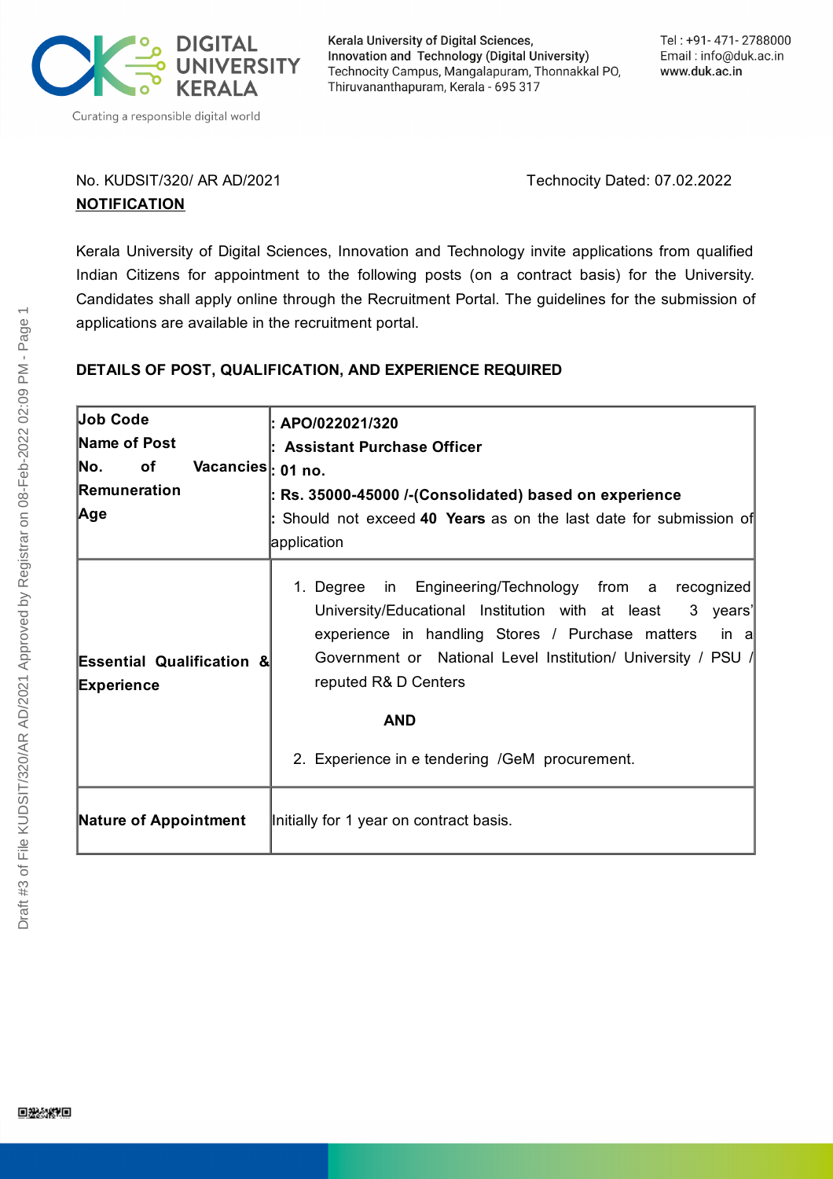DIGITAL UNIVERSITY KERALA

Curating a responsible digital world

Kerala University of Digital Sciences, Innovation and Technology (Digital University)
Technocity Campus, Mangalapuram, Thonnakkal PO, Thiruvananthapuram, Kerala - 695 317

Tel : +91- 471- 2788000
Email : info@duk.ac.in
www.duk.ac.in

No. KUDSIT/320/ AR AD/2021 Technocity Dated: 07.02.2022

**NOTIFICATION**

Kerala University of Digital Sciences, Innovation and Technology invite applications from qualified Indian Citizens for appointment to the following posts (on a contract basis) for the University. Candidates shall apply online through the Recruitment Portal. The guidelines for the submission of applications are available in the recruitment portal.

**DETAILS OF POST, QUALIFICATION, AND EXPERIENCE REQUIRED**

| | |
|---|---|
| **Job Code**<br>**Name of Post**<br>**No. of Vacancies**<br>**Remuneration**<br>**Age** | **: APO/022021/320**<br>**: Assistant Purchase Officer**<br>**: 01 no.**<br>**: Rs. 35000-45000 /-(Consolidated) based on experience**<br>: Should not exceed **40 Years** as on the last date for submission of application |
| **Essential Qualification & Experience** | 1. Degree in Engineering/Technology from a recognized University/Educational Institution with at least 3 years' experience in handling Stores / Purchase matters in a Government or National Level Institution/ University / PSU / reputed R& D Centers<br><br>**AND**<br><br>2. Experience in e tendering /GeM procurement. |
| **Nature of Appointment** | Initially for 1 year on contract basis. |

Draft #3 of File KUDSIT/320/AR AD/2021 Approved by Registrar on 08-Feb-2022 02:09 PM - Page 1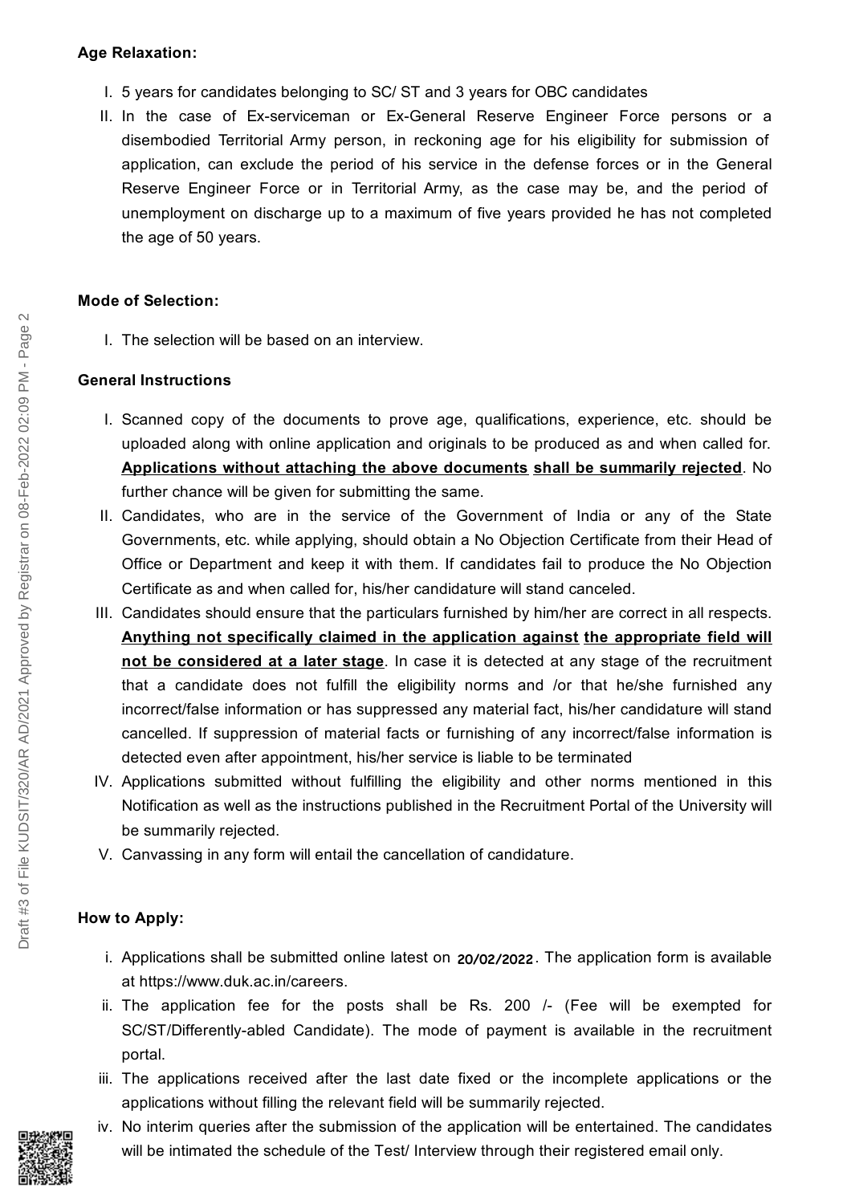**Age Relaxation:**

I. 5 years for candidates belonging to SC/ ST and 3 years for OBC candidates

II. In the case of Ex-serviceman or Ex-General Reserve Engineer Force persons or a disembodied Territorial Army person, in reckoning age for his eligibility for submission of application, can exclude the period of his service in the defense forces or in the General Reserve Engineer Force or in Territorial Army, as the case may be, and the period of unemployment on discharge up to a maximum of five years provided he has not completed the age of 50 years.

**Mode of Selection:**

I. The selection will be based on an interview.

**General Instructions**

I. Scanned copy of the documents to prove age, qualifications, experience, etc. should be uploaded along with online application and originals to be produced as and when called for. **Applications without attaching the above documents shall be summarily rejected**. No further chance will be given for submitting the same.

II. Candidates, who are in the service of the Government of India or any of the State Governments, etc. while applying, should obtain a No Objection Certificate from their Head of Office or Department and keep it with them. If candidates fail to produce the No Objection Certificate as and when called for, his/her candidature will stand canceled.

III. Candidates should ensure that the particulars furnished by him/her are correct in all respects. **Anything not specifically claimed in the application against the appropriate field will not be considered at a later stage**. In case it is detected at any stage of the recruitment that a candidate does not fulfill the eligibility norms and /or that he/she furnished any incorrect/false information or has suppressed any material fact, his/her candidature will stand cancelled. If suppression of material facts or furnishing of any incorrect/false information is detected even after appointment, his/her service is liable to be terminated

IV. Applications submitted without fulfilling the eligibility and other norms mentioned in this Notification as well as the instructions published in the Recruitment Portal of the University will be summarily rejected.

V. Canvassing in any form will entail the cancellation of candidature.

**How to Apply:**

i. Applications shall be submitted online latest on **20/02/2022**. The application form is available at https://www.duk.ac.in/careers.

ii. The application fee for the posts shall be Rs. 200 /- (Fee will be exempted for SC/ST/Differently-abled Candidate). The mode of payment is available in the recruitment portal.

iii. The applications received after the last date fixed or the incomplete applications or the applications without filling the relevant field will be summarily rejected.

iv. No interim queries after the submission of the application will be entertained. The candidates will be intimated the schedule of the Test/ Interview through their registered email only.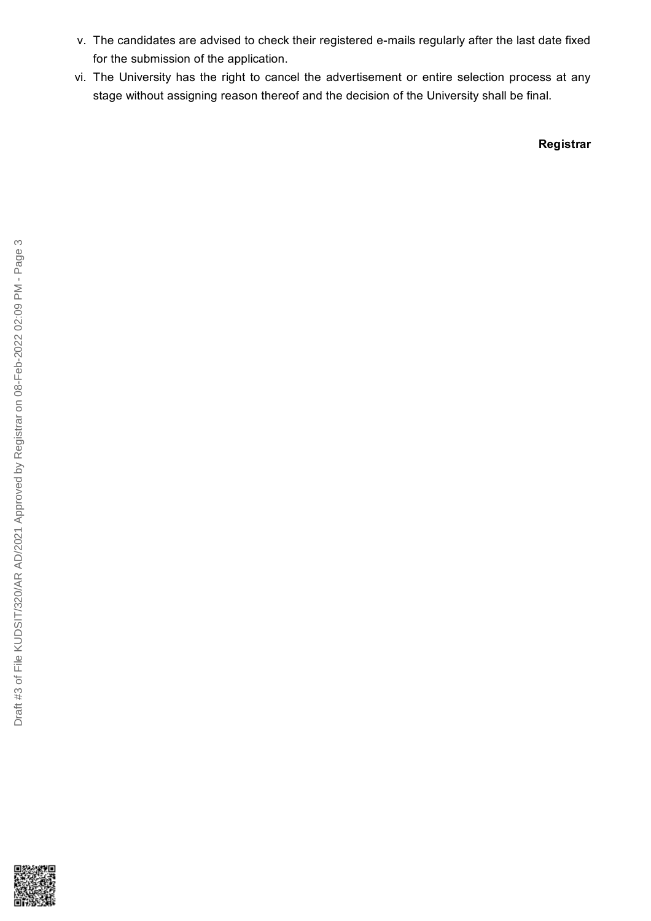v. The candidates are advised to check their registered e-mails regularly after the last date fixed for the submission of the application.

vi. The University has the right to cancel the advertisement or entire selection process at any stage without assigning reason thereof and the decision of the University shall be final.

**Registrar**